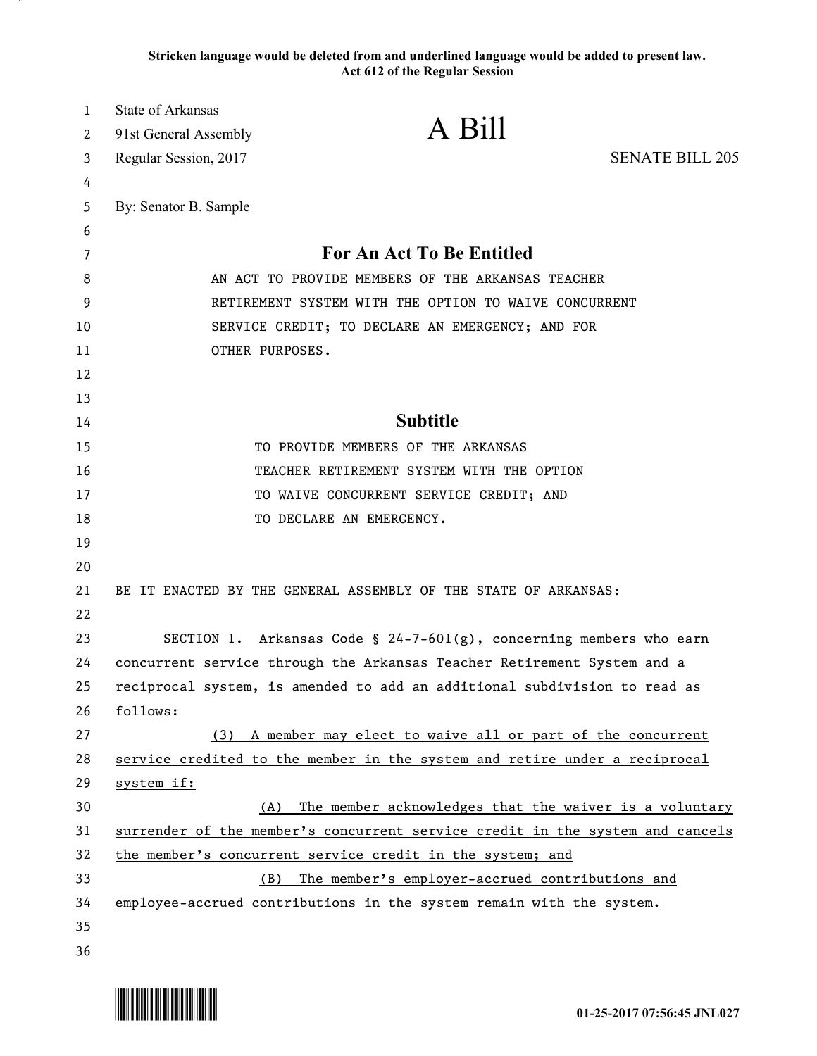**Stricken language would be deleted from and underlined language would be added to present law.**
**Act 612 of the Regular Session**

State of Arkansas
91st General Assembly
Regular Session, 2017

# A Bill

SENATE BILL 205

By: Senator B. Sample

## For An Act To Be Entitled

AN ACT TO PROVIDE MEMBERS OF THE ARKANSAS TEACHER RETIREMENT SYSTEM WITH THE OPTION TO WAIVE CONCURRENT SERVICE CREDIT; TO DECLARE AN EMERGENCY; AND FOR OTHER PURPOSES.

## Subtitle

TO PROVIDE MEMBERS OF THE ARKANSAS TEACHER RETIREMENT SYSTEM WITH THE OPTION TO WAIVE CONCURRENT SERVICE CREDIT; AND TO DECLARE AN EMERGENCY.

BE IT ENACTED BY THE GENERAL ASSEMBLY OF THE STATE OF ARKANSAS:

SECTION 1. Arkansas Code § 24-7-601(g), concerning members who earn concurrent service through the Arkansas Teacher Retirement System and a reciprocal system, is amended to add an additional subdivision to read as follows:

<u>(3) A member may elect to waive all or part of the concurrent service credited to the member in the system and retire under a reciprocal system if:</u>

<u>(A) The member acknowledges that the waiver is a voluntary surrender of the member's concurrent service credit in the system and cancels the member's concurrent service credit in the system; and</u>

<u>(B) The member's employer-accrued contributions and employee-accrued contributions in the system remain with the system.</u>

01-25-2017 07:56:45 JNL027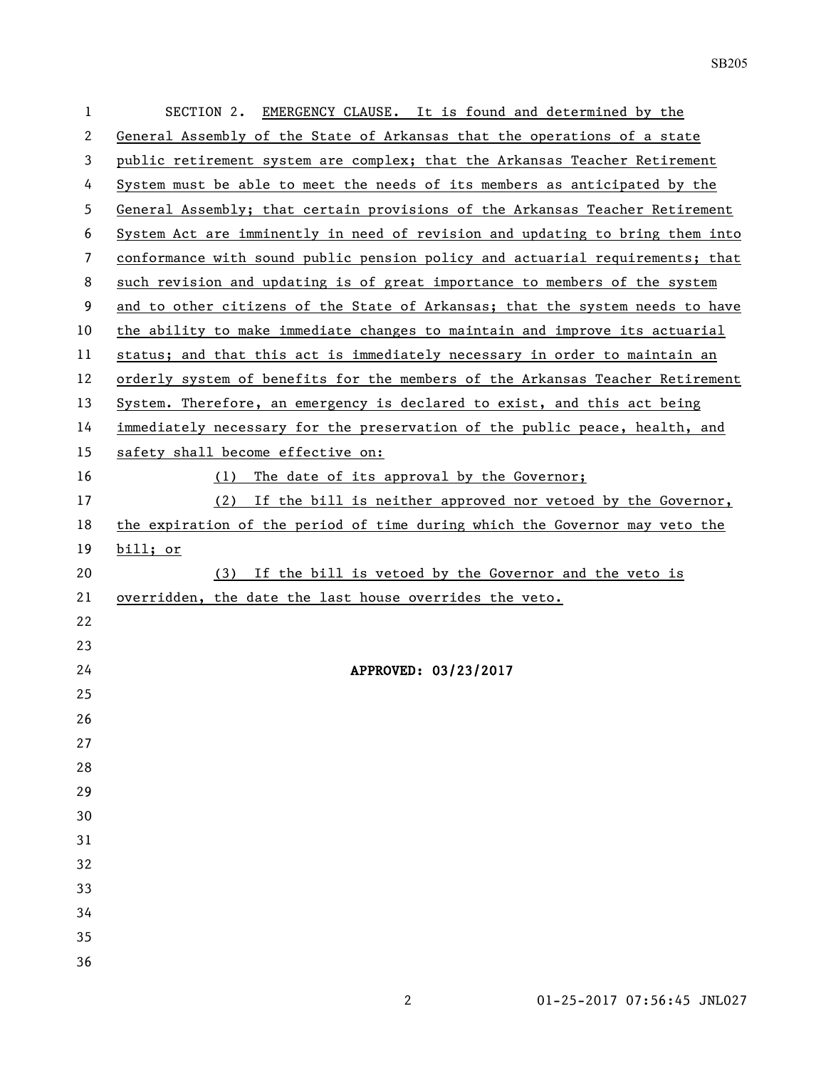SECTION 2. EMERGENCY CLAUSE. It is found and determined by the General Assembly of the State of Arkansas that the operations of a state public retirement system are complex; that the Arkansas Teacher Retirement System must be able to meet the needs of its members as anticipated by the General Assembly; that certain provisions of the Arkansas Teacher Retirement System Act are imminently in need of revision and updating to bring them into conformance with sound public pension policy and actuarial requirements; that such revision and updating is of great importance to members of the system and to other citizens of the State of Arkansas; that the system needs to have the ability to make immediate changes to maintain and improve its actuarial status; and that this act is immediately necessary in order to maintain an orderly system of benefits for the members of the Arkansas Teacher Retirement System. Therefore, an emergency is declared to exist, and this act being immediately necessary for the preservation of the public peace, health, and safety shall become effective on:

(1) The date of its approval by the Governor;

(2) If the bill is neither approved nor vetoed by the Governor, the expiration of the period of time during which the Governor may veto the bill; or

(3) If the bill is vetoed by the Governor and the veto is overridden, the date the last house overrides the veto.

**APPROVED: 03/23/2017**